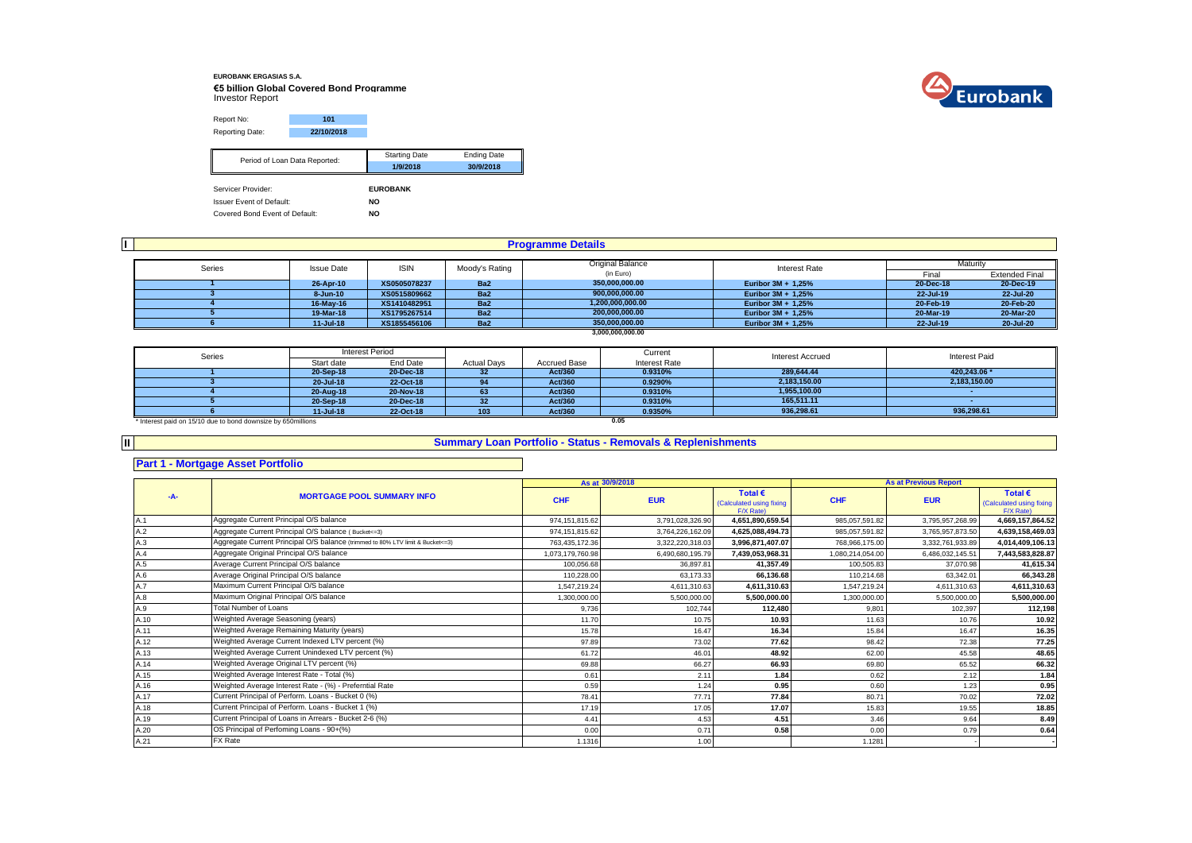**EUROBANK ERGASIAS S.A.**

**€5 billion Global Covered Bond Programme**

Investor Report

| Report No: | 101 |
|---|---|
| Reporting Date: | 22/10/2018 |

| Period of Loan Data Reported: | Starting Date | Ending Date |
|---|---|---|
| | 1/9/2018 | 30/9/2018 |

| | |
|---|---|
| Servicer Provider: | EUROBANK |
| Issuer Event of Default: | NO |
| Covered Bond Event of Default: | NO |

## I Programme Details

| Series | Issue Date | ISIN | Moody's Rating | Original Balance (in Euro) | Interest Rate | Maturity Final | Maturity Extended Final |
|---|---|---|---|---|---|---|---|
| 1 | 26-Apr-10 | XS0505078237 | Ba2 | 350,000,000.00 | Euribor 3M + 1,25% | 20-Dec-18 | 20-Dec-19 |
| 3 | 8-Jun-10 | XS0515809662 | Ba2 | 900,000,000.00 | Euribor 3M + 1,25% | 22-Jul-19 | 22-Jul-20 |
| 4 | 16-May-16 | XS1410482951 | Ba2 | 1,200,000,000.00 | Euribor 3M + 1,25% | 20-Feb-19 | 20-Feb-20 |
| 5 | 19-Mar-18 | XS1795267514 | Ba2 | 200,000,000.00 | Euribor 3M + 1,25% | 20-Mar-19 | 20-Mar-20 |
| 6 | 11-Jul-18 | XS1855456106 | Ba2 | 350,000,000.00 | Euribor 3M + 1,25% | 22-Jul-19 | 20-Jul-20 |
| | | | | 3,000,000,000.00 | | | |

| Series | Interest Period Start date | Interest Period End Date | Actual Days | Accrued Base | Current Interest Rate | Interest Accrued | Interest Paid |
|---|---|---|---|---|---|---|---|
| 1 | 20-Sep-18 | 20-Dec-18 | 32 | Act/360 | 0.9310% | 289,644.44 | 420,243.06 * |
| 3 | 20-Jul-18 | 22-Oct-18 | 94 | Act/360 | 0.9290% | 2,183,150.00 | 2,183,150.00 |
| 4 | 20-Aug-18 | 20-Nov-18 | 63 | Act/360 | 0.9310% | 1,955,100.00 | - |
| 5 | 20-Sep-18 | 20-Dec-18 | 32 | Act/360 | 0.9310% | 165,511.11 | - |
| 6 | 11-Jul-18 | 22-Oct-18 | 103 | Act/360 | 0.9350% | 936,298.61 | 936,298.61 |
| | | | | | 0.05 | | |

\* Interest paid on 15/10 due to bond downsize by 650millions

## II Summary Loan Portfolio - Status - Removals & Replenishments

### Part 1 - Mortgage Asset Portfolio

| -A- | MORTGAGE POOL SUMMARY INFO | As at 30/9/2018 CHF | As at 30/9/2018 EUR | As at 30/9/2018 Total € (Calculated using fixing F/X Rate) | As at Previous Report CHF | As at Previous Report EUR | As at Previous Report Total € (Calculated using fixing F/X Rate) |
|---|---|---|---|---|---|---|---|
| A.1 | Aggregate Current Principal O/S balance | 974,151,815.62 | 3,791,028,326.90 | 4,651,890,659.54 | 985,057,591.82 | 3,795,957,268.99 | 4,669,157,864.52 |
| A.2 | Aggregate Current Principal O/S balance ( Bucket<=3) | 974,151,815.62 | 3,764,226,162.09 | 4,625,088,494.73 | 985,057,591.82 | 3,765,957,873.50 | 4,639,158,469.03 |
| A.3 | Aggregate Current Principal O/S balance (trimmed to 80% LTV limit & Bucket<=3) | 763,435,172.36 | 3,322,220,318.03 | 3,996,871,407.07 | 768,966,175.00 | 3,332,761,933.89 | 4,014,409,106.13 |
| A.4 | Aggregate Original Principal O/S balance | 1,073,179,760.98 | 6,490,680,195.79 | 7,439,053,968.31 | 1,080,214,054.00 | 6,486,032,145.51 | 7,443,583,828.87 |
| A.5 | Average Current Principal O/S balance | 100,056.68 | 36,897.81 | 41,357.49 | 100,505.83 | 37,070.98 | 41,615.34 |
| A.6 | Average Original Principal O/S balance | 110,228.00 | 63,173.33 | 66,136.68 | 110,214.68 | 63,342.01 | 66,343.28 |
| A.7 | Maximum Current Principal O/S balance | 1,547,219.24 | 4,611,310.63 | 4,611,310.63 | 1,547,219.24 | 4,611,310.63 | 4,611,310.63 |
| A.8 | Maximum Original Principal O/S balance | 1,300,000.00 | 5,500,000.00 | 5,500,000.00 | 1,300,000.00 | 5,500,000.00 | 5,500,000.00 |
| A.9 | Total Number of Loans | 9,736 | 102,744 | 112,480 | 9,801 | 102,397 | 112,198 |
| A.10 | Weighted Average Seasoning (years) | 11.70 | 10.75 | 10.93 | 11.63 | 10.76 | 10.92 |
| A.11 | Weighted Average Remaining Maturity (years) | 15.78 | 16.47 | 16.34 | 15.84 | 16.47 | 16.35 |
| A.12 | Weighted Average Current Indexed LTV percent (%) | 97.89 | 73.02 | 77.62 | 98.42 | 72.38 | 77.25 |
| A.13 | Weighted Average Current Unindexed LTV percent (%) | 61.72 | 46.01 | 48.92 | 62.00 | 45.58 | 48.65 |
| A.14 | Weighted Average Original LTV percent (%) | 69.88 | 66.27 | 66.93 | 69.80 | 65.52 | 66.32 |
| A.15 | Weighted Average Interest Rate - Total (%) | 0.61 | 2.11 | 1.84 | 0.62 | 2.12 | 1.84 |
| A.16 | Weighted Average Interest Rate - (%) - Preferntial Rate | 0.59 | 1.24 | 0.95 | 0.60 | 1.23 | 0.95 |
| A.17 | Current Principal of Perform. Loans - Bucket 0 (%) | 78.41 | 77.71 | 77.84 | 80.71 | 70.02 | 72.02 |
| A.18 | Current Principal of Perform. Loans - Bucket 1 (%) | 17.19 | 17.05 | 17.07 | 15.83 | 19.55 | 18.85 |
| A.19 | Current Principal of Loans in Arrears - Bucket 2-6 (%) | 4.41 | 4.53 | 4.51 | 3.46 | 9.64 | 8.49 |
| A.20 | OS Principal of Perfoming Loans - 90+(%) | 0.00 | 0.71 | 0.58 | 0.00 | 0.79 | 0.64 |
| A.21 | FX Rate | 1.1316 | 1.00 | | 1.1281 | - | - |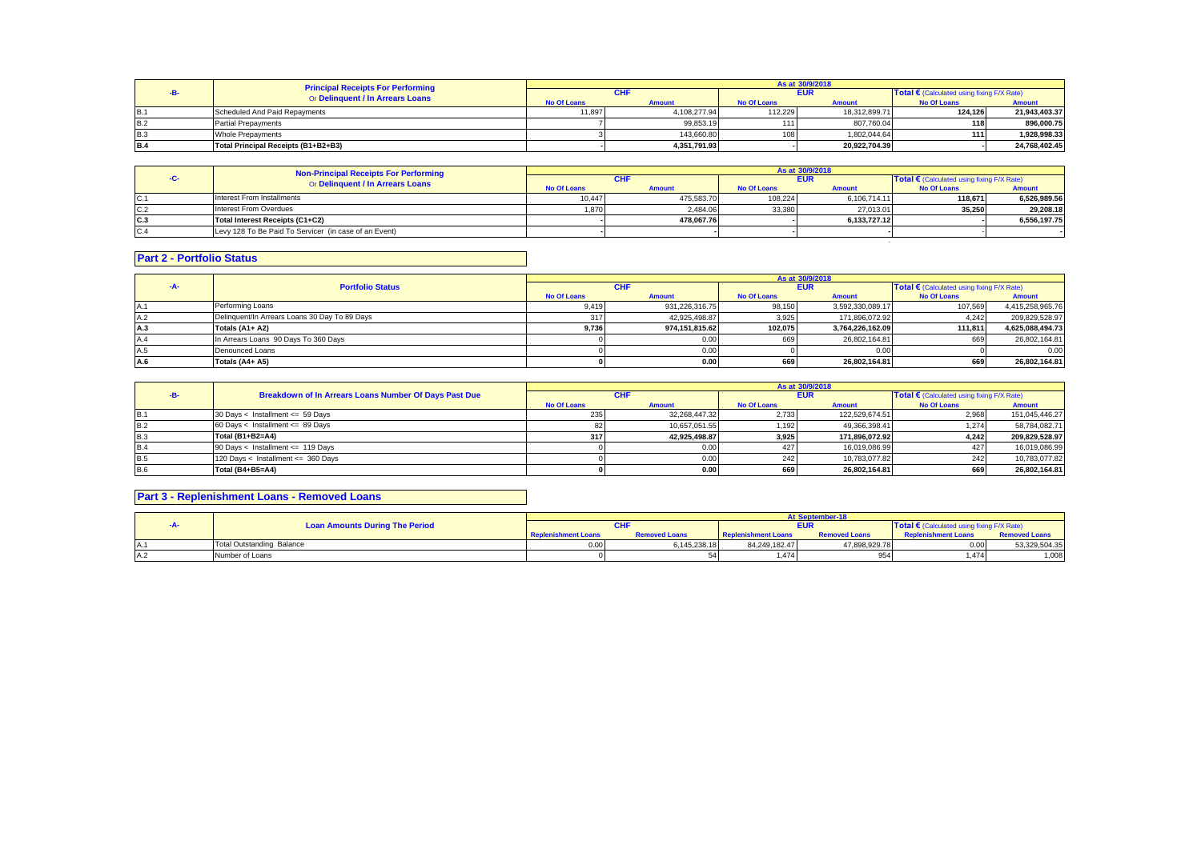| -B- | Principal Receipts For Performing Or Delinquent / In Arrears Loans | As at 30/9/2018 | | | | | |
|---|---|---|---|---|---|---|---|
| | | CHF | | EUR | | Total € (Calculated using fixing F/X Rate) | |
| | | No Of Loans | Amount | No Of Loans | Amount | No Of Loans | Amount |
| B.1 | Scheduled And Paid Repayments | 11,897 | 4,108,277.94 | 112,229 | 18,312,899.71 | 124,126 | 21,943,403.37 |
| B.2 | Partial Prepayments | 7 | 99,853.19 | 111 | 807,760.04 | 118 | 896,000.75 |
| B.3 | Whole Prepayments | 3 | 143,660.80 | 108 | 1,802,044.64 | 111 | 1,928,998.33 |
| B.4 | **Total Principal Receipts (B1+B2+B3)** | - | **4,351,791.93** | - | **20,922,704.39** | - | **24,768,402.45** |

| -C- | Non-Principal Receipts For Performing Or Delinquent / In Arrears Loans | As at 30/9/2018 | | | | | |
|---|---|---|---|---|---|---|---|
| | | CHF | | EUR | | Total € (Calculated using fixing F/X Rate) | |
| | | No Of Loans | Amount | No Of Loans | Amount | No Of Loans | Amount |
| C.1 | Interest From Installments | 10,447 | 475,583.70 | 108,224 | 6,106,714.11 | 118,671 | 6,526,989.56 |
| C.2 | Interest From Overdues | 1,870 | 2,484.06 | 33,380 | 27,013.01 | 35,250 | 29,208.18 |
| C.3 | **Total Interest Receipts (C1+C2)** | - | **478,067.76** | - | **6,133,727.12** | - | **6,556,197.75** |
| C.4 | Levy 128 To Be Paid To Servicer (in case of an Event) | - | - | - | - | - | - |

## Part 2 - Portfolio Status

| -A- | Portfolio Status | As at 30/9/2018 | | | | | |
|---|---|---|---|---|---|---|---|
| | | CHF | | EUR | | Total € (Calculated using fixing F/X Rate) | |
| | | No Of Loans | Amount | No Of Loans | Amount | No Of Loans | Amount |
| A.1 | Performing Loans | 9,419 | 931,226,316.75 | 98,150 | 3,592,330,089.17 | 107,569 | 4,415,258,965.76 |
| A.2 | Delinquent/In Arrears Loans 30 Day To 89 Days | 317 | 42,925,498.87 | 3,925 | 171,896,072.92 | 4,242 | 209,829,528.97 |
| A.3 | **Totals (A1+ A2)** | **9,736** | **974,151,815.62** | **102,075** | **3,764,226,162.09** | **111,811** | **4,625,088,494.73** |
| A.4 | In Arrears Loans 90 Days To 360 Days | 0 | 0.00 | 669 | 26,802,164.81 | 669 | 26,802,164.81 |
| A.5 | Denounced Loans | 0 | 0.00 | 0 | 0.00 | 0 | 0.00 |
| A.6 | **Totals (A4+ A5)** | **0** | **0.00** | **669** | **26,802,164.81** | **669** | **26,802,164.81** |

| -B- | Breakdown of In Arrears Loans Number Of Days Past Due | As at 30/9/2018 | | | | | |
|---|---|---|---|---|---|---|---|
| | | CHF | | EUR | | Total € (Calculated using fixing F/X Rate) | |
| | | No Of Loans | Amount | No Of Loans | Amount | No Of Loans | Amount |
| B.1 | 30 Days < Installment <= 59 Days | 235 | 32,268,447.32 | 2,733 | 122,529,674.51 | 2,968 | 151,045,446.27 |
| B.2 | 60 Days < Installment <= 89 Days | 82 | 10,657,051.55 | 1,192 | 49,366,398.41 | 1,274 | 58,784,082.71 |
| B.3 | **Total (B1+B2=A4)** | **317** | **42,925,498.87** | **3,925** | **171,896,072.92** | **4,242** | **209,829,528.97** |
| B.4 | 90 Days < Installment <= 119 Days | 0 | 0.00 | 427 | 16,019,086.99 | 427 | 16,019,086.99 |
| B.5 | 120 Days < Installment <= 360 Days | 0 | 0.00 | 242 | 10,783,077.82 | 242 | 10,783,077.82 |
| B.6 | **Total (B4+B5=A4)** | **0** | **0.00** | **669** | **26,802,164.81** | **669** | **26,802,164.81** |

## Part 3 - Replenishment Loans - Removed Loans

| -A- | Loan Amounts During The Period | At September-18 | | | | | |
|---|---|---|---|---|---|---|---|
| | | CHF | | EUR | | Total € (Calculated using fixing F/X Rate) | |
| | | Replenishment Loans | Removed Loans | Replenishment Loans | Removed Loans | Replenishment Loans | Removed Loans |
| A.1 | Total Outstanding Balance | 0.00 | 6,145,238.18 | 84,249,182.47 | 47,898,929.78 | 0.00 | 53,329,504.35 |
| A.2 | Number of Loans | 0 | 54 | 1,474 | 954 | 1,474 | 1,008 |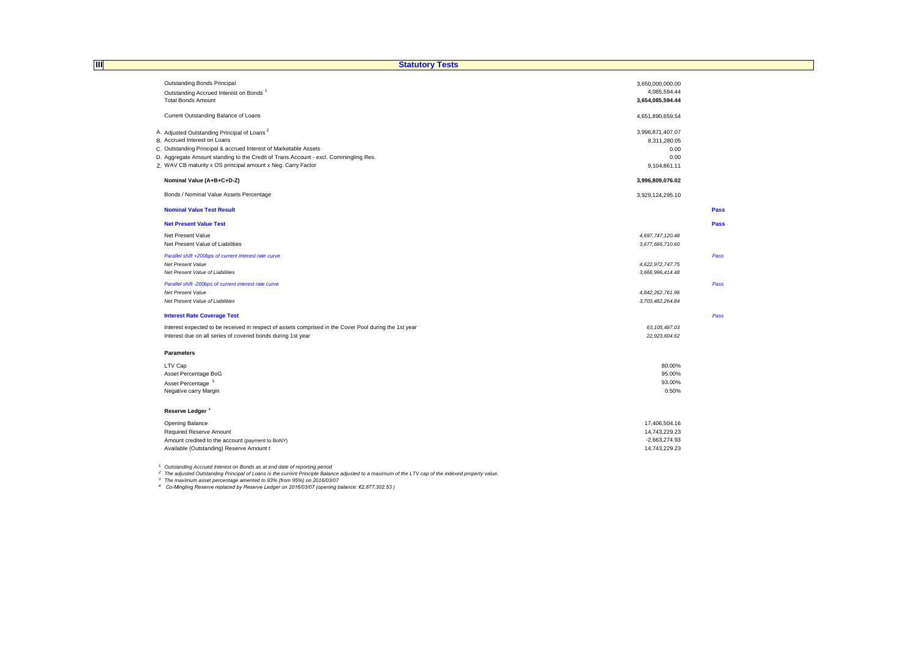## III Statutory Tests

| | | |
|---|---|---|
| Outstanding Bonds Principal | 3,650,000,000.00 | |
| Outstanding Accrued Interest on Bonds [1] | 4,085,594.44 | |
| Total Bonds Amount | **3,654,085,594.44** | |
| | | |
| Current Outstanding Balance of Loans | 4,651,890,659.54 | |
| | | |
| A. Adjusted Outstanding Principal of Loans [2] | 3,996,871,407.07 | |
| B. Accrued Interest on Loans | 8,311,280.05 | |
| C. Outstanding Principal & accrued Interest of Marketable Assets | 0.00 | |
| D. Aggregate Amount standing to the Credit of Trans.Account - excl. Commingling Res. | 0.00 | |
| Z. WAV CB maturity x OS principal amount x Neg. Carry Factor | 9,104,861.11 | |
| | | |
| **Nominal Value (A+B+C+D-Z)** | **3,996,809,076.02** | |
| | | |
| Bonds / Nominal Value Assets Percentage | 3,929,124,295.10 | |
| | | |
| **Nominal Value Test Result** | | **Pass** |
| | | |
| **Net Present Value Test** | | **Pass** |
| Net Present Value | *4,697,747,120.48* | |
| Net Present Value of Liabilities | *3,677,666,710.60* | |
| *Parallel shift +200bps of current interest rate curve* | | *Pass* |
| *Net Present Value* | *4,622,972,747.75* | |
| *Net Present Value of Liabilities* | *3,666,996,414.48* | |
| *Parallel shift -200bps of current interest rate curve* | | *Pass* |
| *Net Present Value* | *4,842,262,761.96* | |
| *Net Present Value of Liabilities* | *3,703,482,264.84* | |
| | | |
| **Interest Rate Coverage Test** | | *Pass* |
| Interest expected to be received in respect of assets comprised in the Cover Pool during the 1st year | *63,105,487.03* | |
| Interest due on all series of covered bonds during 1st year | *22,923,604.62* | |

### Parameters

| | |
|---|---|
| LTV Cap | 80.00% |
| Asset Percentage BoG | 95.00% |
| Asset Percentage [3] | 93.00% |
| Negative carry Margin | 0.50% |

### Reserve Ledger [4]

| | |
|---|---|
| Opening Balance | 17,406,504.16 |
| Required Reserve Amount | 14,743,229.23 |
| Amount credited to the account (payment to BoNY) | -2,663,274.93 |
| Available (Outstanding) Reserve Amount t | 14,743,229.23 |

[1] *Outstanding Accrued Interest on Bonds as at end date of reporting period*

[2] *The adjusted Outstanding Principal of Loans is the current Principle Balance adjusted to a maximum of the LTV cap of the indexed property value.*

[3] *The maximum asset percentage amented to 93% (from 95%) on 2016/03/07*

[4] *Co-Mingling Reserve replaced by Reserve Ledger on 2016/03/07 (opening balance: €2,877,302.53 )*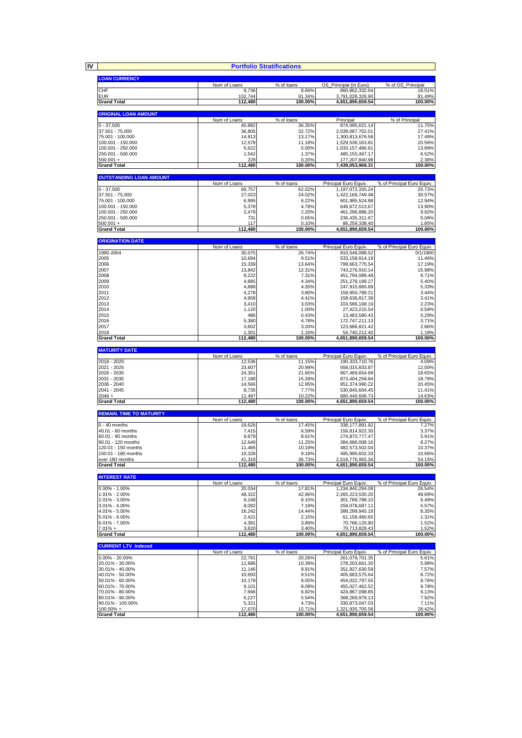## IV Portfolio Stratifications

**LOAN CURRENCY**

| | Num of Loans | % of loans | OS_Principal (in Euro) | % of OS_Principal |
|---|---|---|---|---|
| CHF | 9,736 | 8.66% | 860,862,332.64 | 18.51% |
| EUR | 102,744 | 91.34% | 3,791,028,326.90 | 81.49% |
| **Grand Total** | **112,480** | **100.00%** | **4,651,890,659.54** | **100.00%** |

**ORIGINAL LOAN AMOUNT**

| | Num of Loans | % of loans | Principal | % of Principal |
|---|---|---|---|---|
| 0 - 37.500 | 40,892 | 36.35% | 874,095,621.14 | 11.75% |
| 37.501 - 75.000 | 36,805 | 32.72% | 2,039,087,702.01 | 27.41% |
| 75.001 - 100.000 | 14,813 | 13.17% | 1,300,813,676.58 | 17.49% |
| 100.001 - 150.000 | 12,578 | 11.18% | 1,529,536,163.81 | 20.56% |
| 150.001 - 250.000 | 5,622 | 5.00% | 1,033,157,496.61 | 13.89% |
| 250.001 - 500.000 | 1,542 | 1.37% | 485,155,467.17 | 6.52% |
| 500.001 + | 228 | 0.20% | 177,207,840.98 | 2.38% |
| **Grand Total** | **112,480** | **100.00%** | **7,439,053,968.31** | **100.00%** |

**OUTSTANDING LOAN AMOUNT**

| | Num of Loans | % of loans | Principal Euro Equiv. | % of Principal Euro Equiv. |
|---|---|---|---|---|
| 0 - 37.500 | 69,757 | 62.02% | 1,197,072,335.24 | 25.73% |
| 37.501 - 75.000 | 27,023 | 24.02% | 1,422,168,749.48 | 30.57% |
| 75.001 - 100.000 | 6,995 | 6.22% | 601,985,524.88 | 12.94% |
| 100.001 - 150.000 | 5,378 | 4.78% | 646,672,513.67 | 13.90% |
| 150.001 - 250.000 | 2,479 | 2.20% | 461,296,886.20 | 9.92% |
| 250.001 - 500.000 | 731 | 0.65% | 236,435,311.67 | 5.08% |
| 500.001 + | 117 | 0.10% | 86,259,338.40 | 1.85% |
| **Grand Total** | **112,480** | **100.00%** | **4,651,890,659.54** | **100.00%** |

**ORIGINATION DATE**

| | Num of Loans | % of loans | Principal Euro Equiv. | % of Principal Euro Equiv. |
|---|---|---|---|---|
| 1990-2004 | 30,075 | 26.74% | 810,546,089.52 | 0/1/1900 |
| 2005 | 10,694 | 9.51% | 533,158,914.19 | 11.46% |
| 2006 | 15,339 | 13.64% | 799,663,775.54 | 17.19% |
| 2007 | 13,842 | 12.31% | 743,276,910.14 | 15.98% |
| 2008 | 8,222 | 7.31% | 451,794,089.48 | 9.71% |
| 2009 | 4,885 | 4.34% | 251,278,199.27 | 5.40% |
| 2010 | 4,888 | 4.35% | 247,915,865.69 | 5.33% |
| 2011 | 4,278 | 3.80% | 159,950,789.21 | 3.44% |
| 2012 | 4,958 | 4.41% | 158,638,817.39 | 3.41% |
| 2013 | 3,410 | 3.03% | 103,586,168.19 | 2.23% |
| 2014 | 1,120 | 1.00% | 27,423,215.54 | 0.59% |
| 2015 | 486 | 0.43% | 13,483,580.43 | 0.29% |
| 2016 | 5,380 | 4.78% | 172,747,211.13 | 3.71% |
| 2017 | 3,602 | 3.20% | 123,686,821.42 | 2.66% |
| 2018 | 1,301 | 1.16% | 54,740,212.40 | 1.18% |
| **Grand Total** | **112,480** | **100.00%** | **4,651,890,659.54** | **100.00%** |

**MATURITY DATE**

| | Num of Loans | % of loans | Principal Euro Equiv. | % of Principal Euro Equiv. |
|---|---|---|---|---|
| 2016 - 2020 | 12,536 | 11.15% | 190,333,710.76 | 4.09% |
| 2021 - 2025 | 23,607 | 20.99% | 558,015,833.87 | 12.00% |
| 2026 - 2030 | 24,351 | 21.65% | 867,469,654.68 | 18.65% |
| 2031 - 2035 | 17,188 | 15.28% | 873,404,258.84 | 18.78% |
| 2036 - 2040 | 14,566 | 12.95% | 951,374,990.22 | 20.45% |
| 2041 - 2045 | 8,735 | 7.77% | 530,845,604.45 | 11.41% |
| 2046 + | 11,497 | 10.22% | 680,446,606.73 | 14.63% |
| **Grand Total** | **112,480** | **100.00%** | **4,651,890,659.54** | **100.00%** |

**REMAIN. TIME TO MATURITY**

| | Num of Loans | % of loans | Principal Euro Equiv. | % of Principal Euro Equiv. |
|---|---|---|---|---|
| 0 - 40 months | 19,626 | 17.45% | 338,177,891.92 | 7.27% |
| 40.01 - 60 months | 7,415 | 6.59% | 156,814,922.30 | 3.37% |
| 60.01 - 90 months | 9,679 | 8.61% | 274,870,777.47 | 5.91% |
| 90.01 - 120 months | 12,649 | 11.25% | 384,686,008.16 | 8.27% |
| 120.01 - 150 months | 11,465 | 10.19% | 482,573,502.04 | 10.37% |
| 150.01 - 180 months | 10,328 | 9.18% | 495,990,602.33 | 10.66% |
| over 180 months | 41,318 | 36.73% | 2,518,776,955.34 | 54.15% |
| **Grand Total** | **112,480** | **100.00%** | **4,651,890,659.54** | **100.00%** |

**INTEREST RATE**

| | Num of Loans | % of loans | Principal Euro Equiv. | % of Principal Euro Equiv. |
|---|---|---|---|---|
| 0.00% - 1.00% | 20,034 | 17.81% | 1,234,840,294.08 | 26.54% |
| 1.01% - 2.00% | 48,322 | 42.96% | 2,265,223,530.20 | 48.69% |
| 2.01% - 3.00% | 9,168 | 8.15% | 301,789,788.10 | 6.49% |
| 3.01% - 4.00% | 8,092 | 7.19% | 259,078,687.11 | 5.57% |
| 4.01% - 5.00% | 16,242 | 14.44% | 388,299,945.18 | 8.35% |
| 5.01% - 6.00% | 2,421 | 2.15% | 61,158,460.65 | 1.31% |
| 6.01% - 7.00% | 4,381 | 3.89% | 70,786,125.80 | 1.52% |
| 7.01% + | 3,820 | 3.40% | 70,713,828.43 | 1.52% |
| **Grand Total** | **112,480** | **100.00%** | **4,651,890,659.54** | **100.00%** |

**CURRENT LTV_Indexed**

| | Num of Loans | % of loans | Principal Euro Equiv. | % of Principal Euro Equiv. |
|---|---|---|---|---|
| 0.00% - 20.00% | 22,791 | 20.26% | 261,079,701.35 | 5.61% |
| 20.01% - 30.00% | 11,686 | 10.39% | 278,203,661.30 | 5.98% |
| 30.01% - 40.00% | 11,146 | 9.91% | 351,927,630.59 | 7.57% |
| 40.01% - 50.00% | 10,693 | 9.51% | 405,683,575.64 | 8.72% |
| 50.01% - 60.00% | 10,179 | 9.05% | 454,022,797.55 | 9.76% |
| 60.01% - 70.00% | 9,101 | 8.09% | 455,027,462.52 | 9.78% |
| 70.01% - 80.00% | 7,666 | 6.82% | 424,867,098.85 | 9.13% |
| 80.01% - 90.00% | 6,227 | 5.54% | 368,269,979.13 | 7.92% |
| 90.01% - 100.00% | 5,321 | 4.73% | 330,873,047.03 | 7.11% |
| 100.00% + | 17,670 | 15.71% | 1,321,935,705.58 | 28.42% |
| **Grand Total** | **112,480** | **100.00%** | **4,651,890,659.54** | **100.00%** |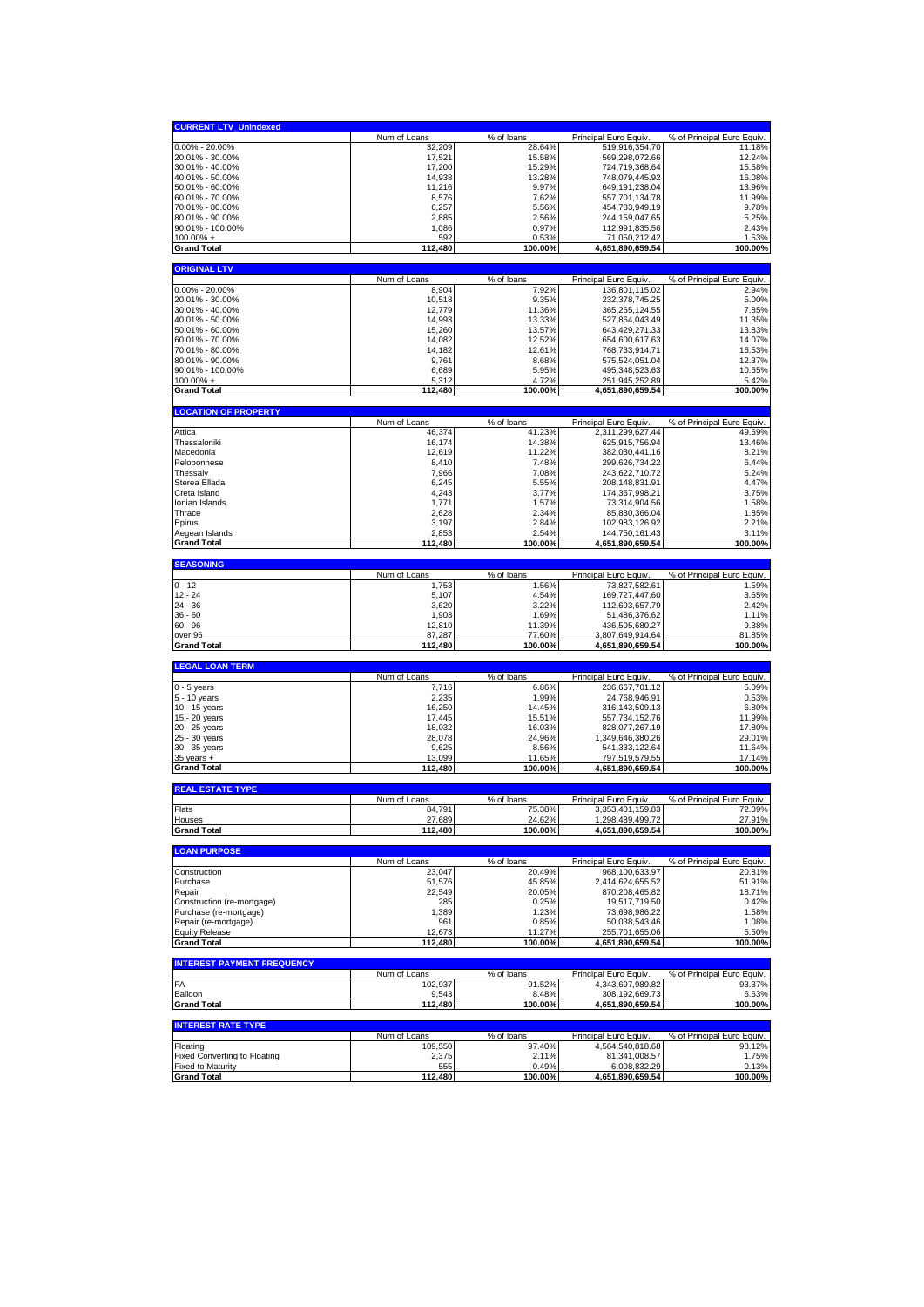| CURRENT LTV_Unindexed | Num of Loans | % of loans | Principal Euro Equiv. | % of Principal Euro Equiv. |
|---|---|---|---|---|
| 0.00% - 20.00% | 32,209 | 28.64% | 519,916,354.70 | 11.18% |
| 20.01% - 30.00% | 17,521 | 15.58% | 569,298,072.66 | 12.24% |
| 30.01% - 40.00% | 17,200 | 15.29% | 724,719,368.64 | 15.58% |
| 40.01% - 50.00% | 14,938 | 13.28% | 748,079,445.92 | 16.08% |
| 50.01% - 60.00% | 11,216 | 9.97% | 649,191,238.04 | 13.96% |
| 60.01% - 70.00% | 8,576 | 7.62% | 557,701,134.78 | 11.99% |
| 70.01% - 80.00% | 6,257 | 5.56% | 454,783,949.19 | 9.78% |
| 80.01% - 90.00% | 2,885 | 2.56% | 244,159,047.65 | 5.25% |
| 90.01% - 100.00% | 1,086 | 0.97% | 112,991,835.56 | 2.43% |
| 100.00% + | 592 | 0.53% | 71,050,212.42 | 1.53% |
| **Grand Total** | **112,480** | **100.00%** | **4,651,890,659.54** | **100.00%** |

| ORIGINAL LTV | Num of Loans | % of loans | Principal Euro Equiv. | % of Principal Euro Equiv. |
|---|---|---|---|---|
| 0.00% - 20.00% | 8,904 | 7.92% | 136,801,115.02 | 2.94% |
| 20.01% - 30.00% | 10,518 | 9.35% | 232,378,745.25 | 5.00% |
| 30.01% - 40.00% | 12,779 | 11.36% | 365,265,124.55 | 7.85% |
| 40.01% - 50.00% | 14,993 | 13.33% | 527,864,043.49 | 11.35% |
| 50.01% - 60.00% | 15,260 | 13.57% | 643,429,271.33 | 13.83% |
| 60.01% - 70.00% | 14,082 | 12.52% | 654,600,617.63 | 14.07% |
| 70.01% - 80.00% | 14,182 | 12.61% | 768,733,914.71 | 16.53% |
| 80.01% - 90.00% | 9,761 | 8.68% | 575,524,051.04 | 12.37% |
| 90.01% - 100.00% | 6,689 | 5.95% | 495,348,523.63 | 10.65% |
| 100.00% + | 5,312 | 4.72% | 251,945,252.89 | 5.42% |
| **Grand Total** | **112,480** | **100.00%** | **4,651,890,659.54** | **100.00%** |

| LOCATION OF PROPERTY | Num of Loans | % of loans | Principal Euro Equiv. | % of Principal Euro Equiv. |
|---|---|---|---|---|
| Attica | 46,374 | 41.23% | 2,311,299,627.44 | 49.69% |
| Thessaloniki | 16,174 | 14.38% | 625,915,756.94 | 13.46% |
| Macedonia | 12,619 | 11.22% | 382,030,441.16 | 8.21% |
| Peloponnese | 8,410 | 7.48% | 299,626,734.22 | 6.44% |
| Thessaly | 7,966 | 7.08% | 243,622,710.72 | 5.24% |
| Sterea Ellada | 6,245 | 5.55% | 208,148,831.91 | 4.47% |
| Creta Island | 4,243 | 3.77% | 174,367,998.21 | 3.75% |
| Ionian Islands | 1,771 | 1.57% | 73,314,904.56 | 1.58% |
| Thrace | 2,628 | 2.34% | 85,830,366.04 | 1.85% |
| Epirus | 3,197 | 2.84% | 102,983,126.92 | 2.21% |
| Aegean Islands | 2,853 | 2.54% | 144,750,161.43 | 3.11% |
| **Grand Total** | **112,480** | **100.00%** | **4,651,890,659.54** | **100.00%** |

| SEASONING | Num of Loans | % of loans | Principal Euro Equiv. | % of Principal Euro Equiv. |
|---|---|---|---|---|
| 0 - 12 | 1,753 | 1.56% | 73,827,582.61 | 1.59% |
| 12 - 24 | 5,107 | 4.54% | 169,727,447.60 | 3.65% |
| 24 - 36 | 3,620 | 3.22% | 112,693,657.79 | 2.42% |
| 36 - 60 | 1,903 | 1.69% | 51,486,376.62 | 1.11% |
| 60 - 96 | 12,810 | 11.39% | 436,505,680.27 | 9.38% |
| over 96 | 87,287 | 77.60% | 3,807,649,914.64 | 81.85% |
| **Grand Total** | **112,480** | **100.00%** | **4,651,890,659.54** | **100.00%** |

| LEGAL LOAN TERM | Num of Loans | % of loans | Principal Euro Equiv. | % of Principal Euro Equiv. |
|---|---|---|---|---|
| 0 - 5 years | 7,716 | 6.86% | 236,667,701.12 | 5.09% |
| 5 - 10 years | 2,235 | 1.99% | 24,768,946.91 | 0.53% |
| 10 - 15 years | 16,250 | 14.45% | 316,143,509.13 | 6.80% |
| 15 - 20 years | 17,445 | 15.51% | 557,734,152.76 | 11.99% |
| 20 - 25 years | 18,032 | 16.03% | 828,077,267.19 | 17.80% |
| 25 - 30 years | 28,078 | 24.96% | 1,349,646,380.26 | 29.01% |
| 30 - 35 years | 9,625 | 8.56% | 541,333,122.64 | 11.64% |
| 35 years + | 13,099 | 11.65% | 797,519,579.55 | 17.14% |
| **Grand Total** | **112,480** | **100.00%** | **4,651,890,659.54** | **100.00%** |

| REAL ESTATE TYPE | Num of Loans | % of loans | Principal Euro Equiv. | % of Principal Euro Equiv. |
|---|---|---|---|---|
| Flats | 84,791 | 75.38% | 3,353,401,159.83 | 72.09% |
| Houses | 27,689 | 24.62% | 1,298,489,499.72 | 27.91% |
| **Grand Total** | **112,480** | **100.00%** | **4,651,890,659.54** | **100.00%** |

| LOAN PURPOSE | Num of Loans | % of loans | Principal Euro Equiv. | % of Principal Euro Equiv. |
|---|---|---|---|---|
| Construction | 23,047 | 20.49% | 968,100,633.97 | 20.81% |
| Purchase | 51,576 | 45.85% | 2,414,624,655.52 | 51.91% |
| Repair | 22,549 | 20.05% | 870,208,465.82 | 18.71% |
| Construction (re-mortgage) | 285 | 0.25% | 19,517,719.50 | 0.42% |
| Purchase (re-mortgage) | 1,389 | 1.23% | 73,698,986.22 | 1.58% |
| Repair (re-mortgage) | 961 | 0.85% | 50,038,543.46 | 1.08% |
| Equity Release | 12,673 | 11.27% | 255,701,655.06 | 5.50% |
| **Grand Total** | **112,480** | **100.00%** | **4,651,890,659.54** | **100.00%** |

| INTEREST PAYMENT FREQUENCY | Num of Loans | % of loans | Principal Euro Equiv. | % of Principal Euro Equiv. |
|---|---|---|---|---|
| FA | 102,937 | 91.52% | 4,343,697,989.82 | 93.37% |
| Balloon | 9,543 | 8.48% | 308,192,669.73 | 6.63% |
| **Grand Total** | **112,480** | **100.00%** | **4,651,890,659.54** | **100.00%** |

| INTEREST RATE TYPE | Num of Loans | % of loans | Principal Euro Equiv. | % of Principal Euro Equiv. |
|---|---|---|---|---|
| Floating | 109,550 | 97.40% | 4,564,540,818.68 | 98.12% |
| Fixed Converting to Floating | 2,375 | 2.11% | 81,341,008.57 | 1.75% |
| Fixed to Maturity | 555 | 0.49% | 6,008,832.29 | 0.13% |
| **Grand Total** | **112,480** | **100.00%** | **4,651,890,659.54** | **100.00%** |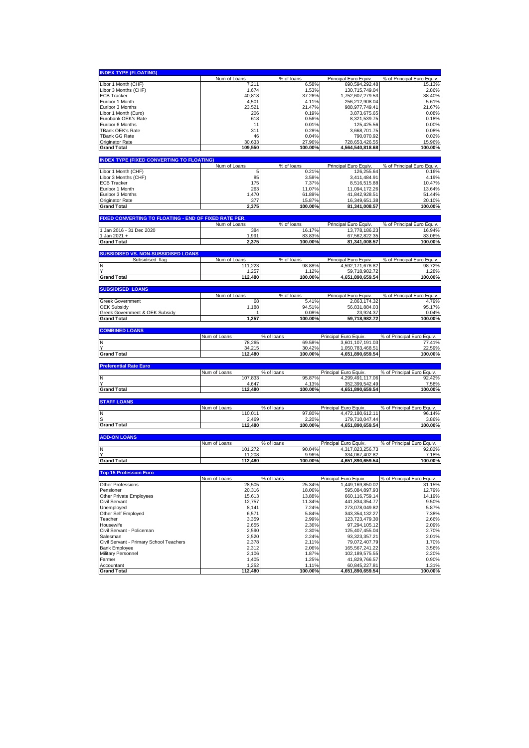| INDEX TYPE (FLOATING) | Num of Loans | % of loans | Principal Euro Equiv. | % of Principal Euro Equiv. |
|---|---|---|---|---|
| Libor 1 Month (CHF) | 7,211 | 6.58% | 690,594,292.48 | 15.13% |
| Libor 3 Months (CHF) | 1,674 | 1.53% | 130,715,749.04 | 2.86% |
| ECB Tracker | 40,818 | 37.26% | 1,752,607,279.53 | 38.40% |
| Euribor 1 Month | 4,501 | 4.11% | 256,212,908.04 | 5.61% |
| Euribor 3 Months | 23,521 | 21.47% | 988,977,749.41 | 21.67% |
| Libor 1 Month (Euro) | 206 | 0.19% | 3,873,675.65 | 0.08% |
| Eurobank OEK's Rate | 618 | 0.56% | 8,321,539.75 | 0.18% |
| Euribor 6 Months | 11 | 0.01% | 125,425.56 | 0.00% |
| TBank OEK's Rate | 311 | 0.28% | 3,668,701.75 | 0.08% |
| TBank GG Rate | 46 | 0.04% | 790,070.92 | 0.02% |
| Originator Rate | 30,633 | 27.96% | 728,653,426.55 | 15.96% |
| **Grand Total** | **109,550** | **100.00%** | **4,564,540,818.68** | **100.00%** |

| INDEX TYPE (FIXED CONVERTING TO FLOATING) | Num of Loans | % of loans | Principal Euro Equiv. | % of Principal Euro Equiv. |
|---|---|---|---|---|
| Libor 1 Month (CHF) | 5 | 0.21% | 126,255.64 | 0.16% |
| Libor 3 Months (CHF) | 85 | 3.58% | 3,411,484.91 | 4.19% |
| ECB Tracker | 175 | 7.37% | 8,516,515.88 | 10.47% |
| Euribor 1 Month | 263 | 11.07% | 11,094,172.26 | 13.64% |
| Euribor 3 Months | 1,470 | 61.89% | 41,842,928.51 | 51.44% |
| Originator Rate | 377 | 15.87% | 16,349,651.38 | 20.10% |
| **Grand Total** | **2,375** | **100.00%** | **81,341,008.57** | **100.00%** |

| FIXED CONVERTING TO FLOATING - END OF FIXED RATE PER. | Num of Loans | % of loans | Principal Euro Equiv. | % of Principal Euro Equiv. |
|---|---|---|---|---|
| 1 Jan 2016 - 31 Dec 2020 | 384 | 16.17% | 13,778,186.23 | 16.94% |
| 1 Jan 2021 + | 1,991 | 83.83% | 67,562,822.35 | 83.06% |
| **Grand Total** | **2,375** | **100.00%** | **81,341,008.57** | **100.00%** |

| SUBSIDISED VS. NON-SUBSIDISED LOANS | | | | |
|---|---|---|---|---|
| Subsidised_flag | Num of Loans | % of loans | Principal Euro Equiv. | % of Principal Euro Equiv. |
| N | 111,223 | 98.88% | 4,592,171,676.82 | 98.72% |
| Y | 1,257 | 1.12% | 59,718,982.72 | 1.28% |
| **Grand Total** | **112,480** | **100.00%** | **4,651,890,659.54** | **100.00%** |

| SUBSIDISED LOANS | Num of Loans | % of loans | Principal Euro Equiv. | % of Principal Euro Equiv. |
|---|---|---|---|---|
| Greek Government | 68 | 5.41% | 2,863,174.32 | 4.79% |
| OEK Subsidy | 1,188 | 94.51% | 56,831,884.03 | 95.17% |
| Greek Government & OEK Subsidy | 1 | 0.08% | 23,924.37 | 0.04% |
| **Grand Total** | **1,257** | **100.00%** | **59,718,982.72** | **100.00%** |

| COMBINED LOANS | Num of Loans | % of loans | Principal Euro Equiv. | % of Principal Euro Equiv. |
|---|---|---|---|---|
| N | 78,265 | 69.58% | 3,601,107,191.03 | 77.41% |
| Y | 34,215 | 30.42% | 1,050,783,468.51 | 22.59% |
| **Grand Total** | **112,480** | **100.00%** | **4,651,890,659.54** | **100.00%** |

| Preferential Rate Euro | Num of Loans | % of loans | Principal Euro Equiv. | % of Principal Euro Equiv. |
|---|---|---|---|---|
| N | 107,833 | 95.87% | 4,299,491,117.06 | 92.42% |
| Y | 4,647 | 4.13% | 352,399,542.49 | 7.58% |
| **Grand Total** | **112,480** | **100.00%** | **4,651,890,659.54** | **100.00%** |

| STAFF LOANS | Num of Loans | % of loans | Principal Euro Equiv. | % of Principal Euro Equiv. |
|---|---|---|---|---|
| N | 110,011 | 97.80% | 4,472,180,612.11 | 96.14% |
| S | 2,469 | 2.20% | 179,710,047.44 | 3.86% |
| **Grand Total** | **112,480** | **100.00%** | **4,651,890,659.54** | **100.00%** |

| ADD-ON LOANS | Num of Loans | % of loans | Principal Euro Equiv. | % of Principal Euro Equiv. |
|---|---|---|---|---|
| N | 101,272 | 90.04% | 4,317,823,256.73 | 92.82% |
| Y | 11,208 | 9.96% | 334,067,402.82 | 7.18% |
| **Grand Total** | **112,480** | **100.00%** | **4,651,890,659.54** | **100.00%** |

| Top 15 Profession Euro | Num of Loans | % of loans | Principal Euro Equiv. | % of Principal Euro Equiv. |
|---|---|---|---|---|
| Other Professions | 28,505 | 25.34% | 1,449,169,850.02 | 31.15% |
| Pensioner | 20,316 | 18.06% | 595,084,897.93 | 12.79% |
| Other Private Employees | 15,613 | 13.88% | 660,116,759.14 | 14.19% |
| Civil Servant | 12,757 | 11.34% | 441,834,354.77 | 9.50% |
| Unemployed | 8,141 | 7.24% | 273,078,049.82 | 5.87% |
| Other Self Employed | 6,571 | 5.84% | 343,354,132.27 | 7.38% |
| Teacher | 3,359 | 2.99% | 123,723,479.30 | 2.66% |
| Housewife | 2,655 | 2.36% | 97,294,105.12 | 2.09% |
| Civil Servant - Policeman | 2,590 | 2.30% | 125,407,455.04 | 2.70% |
| Salesman | 2,520 | 2.24% | 93,323,357.21 | 2.01% |
| Civil Servant - Primary School Teachers | 2,378 | 2.11% | 79,072,407.79 | 1.70% |
| Bank Employee | 2,312 | 2.06% | 165,567,241.22 | 3.56% |
| Military Personnel | 2,106 | 1.87% | 102,189,575.55 | 2.20% |
| Farmer | 1,405 | 1.25% | 41,829,766.57 | 0.90% |
| Accountant | 1,252 | 1.11% | 60,845,227.81 | 1.31% |
| **Grand Total** | **112,480** | **100.00%** | **4,651,890,659.54** | **100.00%** |